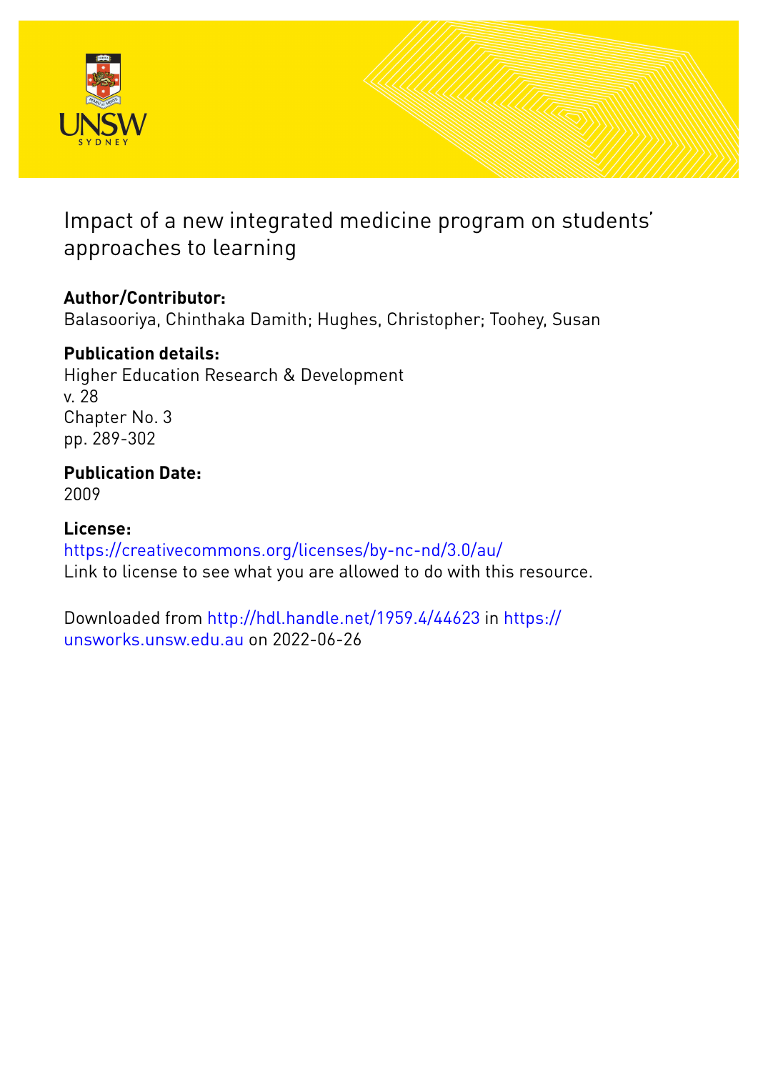# Impact of a new integrated medicine program on students' approaches to learning

**Author/Contributor:**
Balasooriya, Chinthaka Damith; Hughes, Christopher; Toohey, Susan

**Publication details:**
Higher Education Research & Development
v. 28
Chapter No. 3
pp. 289-302

**Publication Date:**
2009

**License:**
https://creativecommons.org/licenses/by-nc-nd/3.0/au/
Link to license to see what you are allowed to do with this resource.

Downloaded from http://hdl.handle.net/1959.4/44623 in https://unsworks.unsw.edu.au on 2022-06-26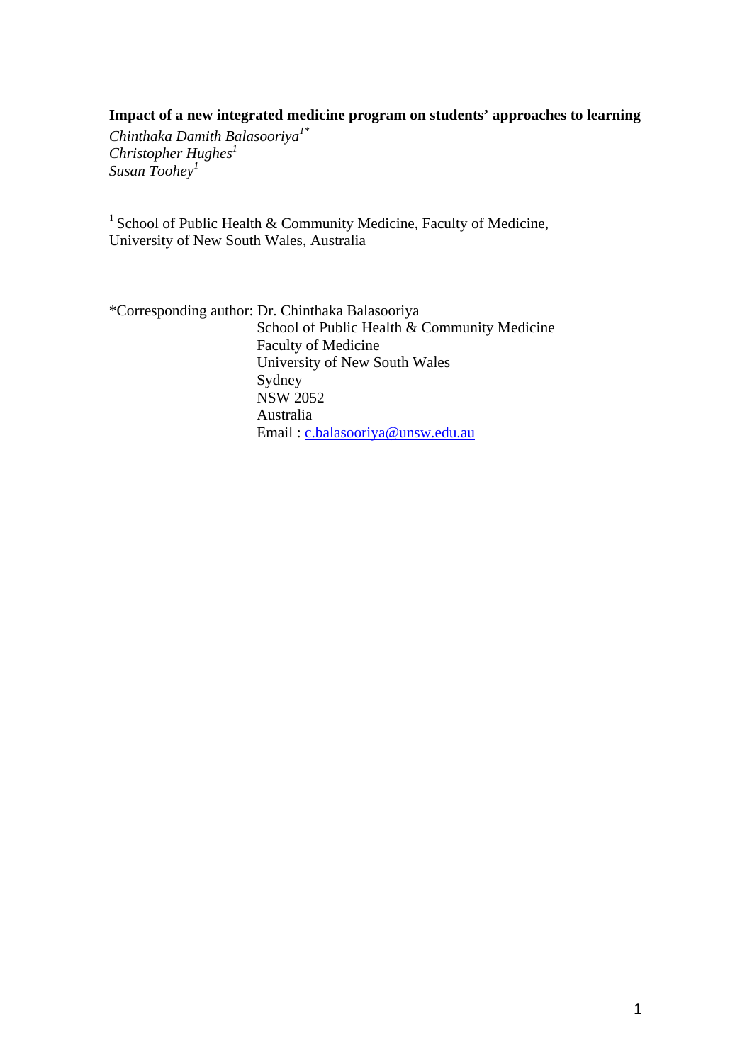**Impact of a new integrated medicine program on students' approaches to learning**

*Chinthaka Damith Balasooriya*[1*]
*Christopher Hughes*[1]
*Susan Toohey*[1]

[1] School of Public Health & Community Medicine, Faculty of Medicine, University of New South Wales, Australia

*Corresponding author: Dr. Chinthaka Balasooriya
School of Public Health & Community Medicine
Faculty of Medicine
University of New South Wales
Sydney
NSW 2052
Australia
Email : c.balasooriya@unsw.edu.au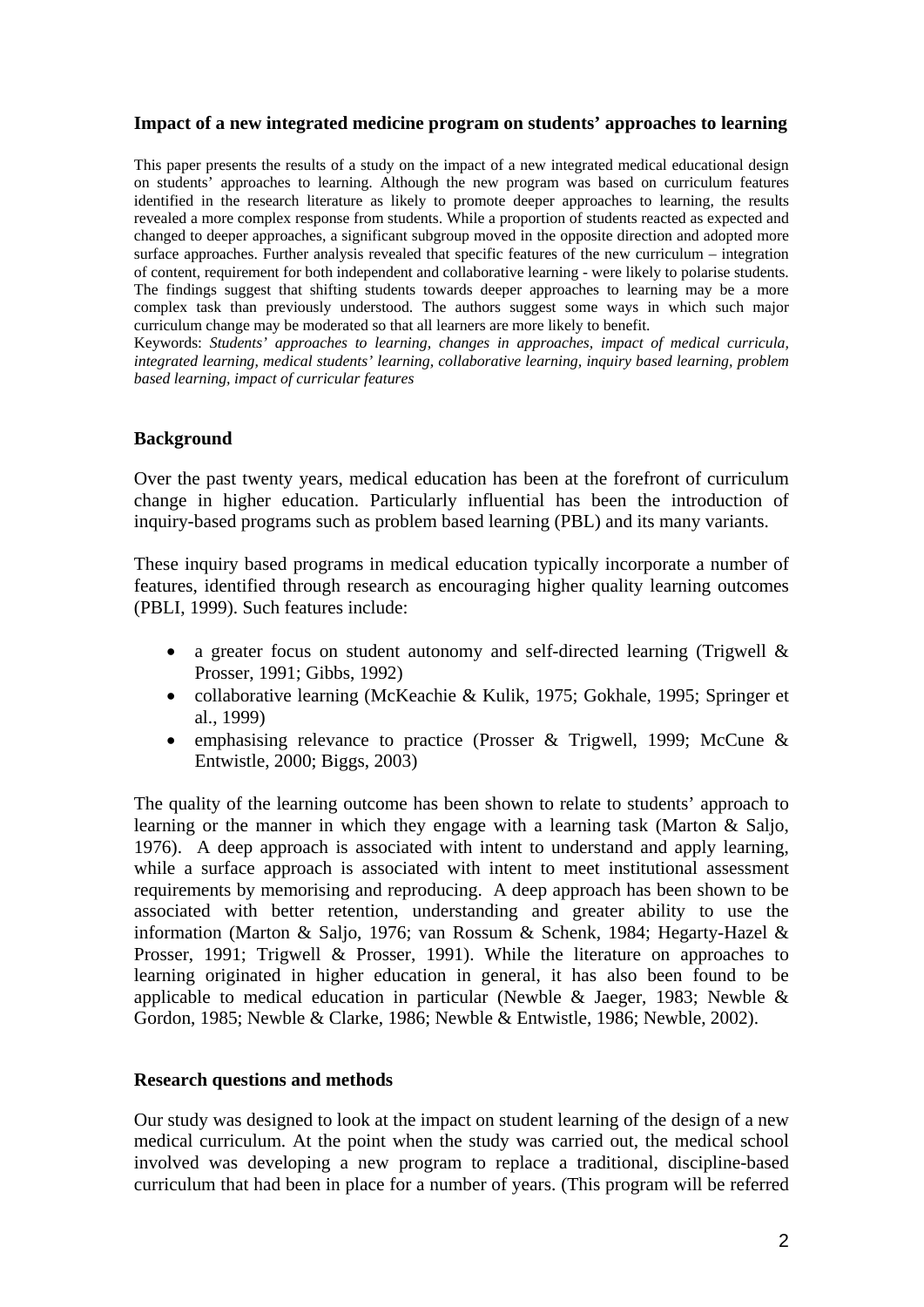**Impact of a new integrated medicine program on students' approaches to learning**

This paper presents the results of a study on the impact of a new integrated medical educational design on students' approaches to learning. Although the new program was based on curriculum features identified in the research literature as likely to promote deeper approaches to learning, the results revealed a more complex response from students. While a proportion of students reacted as expected and changed to deeper approaches, a significant subgroup moved in the opposite direction and adopted more surface approaches. Further analysis revealed that specific features of the new curriculum – integration of content, requirement for both independent and collaborative learning - were likely to polarise students. The findings suggest that shifting students towards deeper approaches to learning may be a more complex task than previously understood. The authors suggest some ways in which such major curriculum change may be moderated so that all learners are more likely to benefit.

Keywords: *Students' approaches to learning, changes in approaches, impact of medical curricula, integrated learning, medical students' learning, collaborative learning, inquiry based learning, problem based learning, impact of curricular features*

## Background

Over the past twenty years, medical education has been at the forefront of curriculum change in higher education. Particularly influential has been the introduction of inquiry-based programs such as problem based learning (PBL) and its many variants.

These inquiry based programs in medical education typically incorporate a number of features, identified through research as encouraging higher quality learning outcomes (PBLI, 1999). Such features include:

- a greater focus on student autonomy and self-directed learning (Trigwell & Prosser, 1991; Gibbs, 1992)
- collaborative learning (McKeachie & Kulik, 1975; Gokhale, 1995; Springer et al., 1999)
- emphasising relevance to practice (Prosser & Trigwell, 1999; McCune & Entwistle, 2000; Biggs, 2003)

The quality of the learning outcome has been shown to relate to students' approach to learning or the manner in which they engage with a learning task (Marton & Saljo, 1976). A deep approach is associated with intent to understand and apply learning, while a surface approach is associated with intent to meet institutional assessment requirements by memorising and reproducing. A deep approach has been shown to be associated with better retention, understanding and greater ability to use the information (Marton & Saljo, 1976; van Rossum & Schenk, 1984; Hegarty-Hazel & Prosser, 1991; Trigwell & Prosser, 1991). While the literature on approaches to learning originated in higher education in general, it has also been found to be applicable to medical education in particular (Newble & Jaeger, 1983; Newble & Gordon, 1985; Newble & Clarke, 1986; Newble & Entwistle, 1986; Newble, 2002).

## Research questions and methods

Our study was designed to look at the impact on student learning of the design of a new medical curriculum. At the point when the study was carried out, the medical school involved was developing a new program to replace a traditional, discipline-based curriculum that had been in place for a number of years. (This program will be referred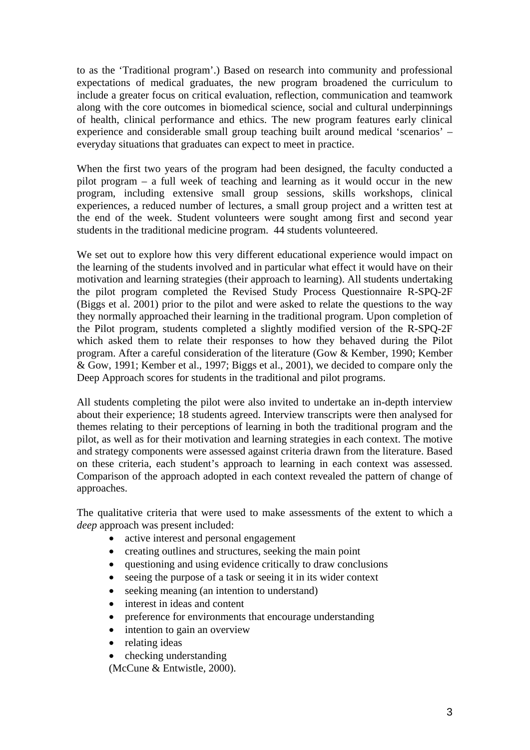to as the 'Traditional program'.) Based on research into community and professional expectations of medical graduates, the new program broadened the curriculum to include a greater focus on critical evaluation, reflection, communication and teamwork along with the core outcomes in biomedical science, social and cultural underpinnings of health, clinical performance and ethics. The new program features early clinical experience and considerable small group teaching built around medical 'scenarios' – everyday situations that graduates can expect to meet in practice.

When the first two years of the program had been designed, the faculty conducted a pilot program – a full week of teaching and learning as it would occur in the new program, including extensive small group sessions, skills workshops, clinical experiences, a reduced number of lectures, a small group project and a written test at the end of the week. Student volunteers were sought among first and second year students in the traditional medicine program. 44 students volunteered.

We set out to explore how this very different educational experience would impact on the learning of the students involved and in particular what effect it would have on their motivation and learning strategies (their approach to learning). All students undertaking the pilot program completed the Revised Study Process Questionnaire R-SPQ-2F (Biggs et al. 2001) prior to the pilot and were asked to relate the questions to the way they normally approached their learning in the traditional program. Upon completion of the Pilot program, students completed a slightly modified version of the R-SPQ-2F which asked them to relate their responses to how they behaved during the Pilot program. After a careful consideration of the literature (Gow & Kember, 1990; Kember & Gow, 1991; Kember et al., 1997; Biggs et al., 2001), we decided to compare only the Deep Approach scores for students in the traditional and pilot programs.

All students completing the pilot were also invited to undertake an in-depth interview about their experience; 18 students agreed. Interview transcripts were then analysed for themes relating to their perceptions of learning in both the traditional program and the pilot, as well as for their motivation and learning strategies in each context. The motive and strategy components were assessed against criteria drawn from the literature. Based on these criteria, each student's approach to learning in each context was assessed. Comparison of the approach adopted in each context revealed the pattern of change of approaches.

The qualitative criteria that were used to make assessments of the extent to which a *deep* approach was present included:

- active interest and personal engagement
- creating outlines and structures, seeking the main point
- questioning and using evidence critically to draw conclusions
- seeing the purpose of a task or seeing it in its wider context
- seeking meaning (an intention to understand)
- interest in ideas and content
- preference for environments that encourage understanding
- intention to gain an overview
- relating ideas
- checking understanding

(McCune & Entwistle, 2000).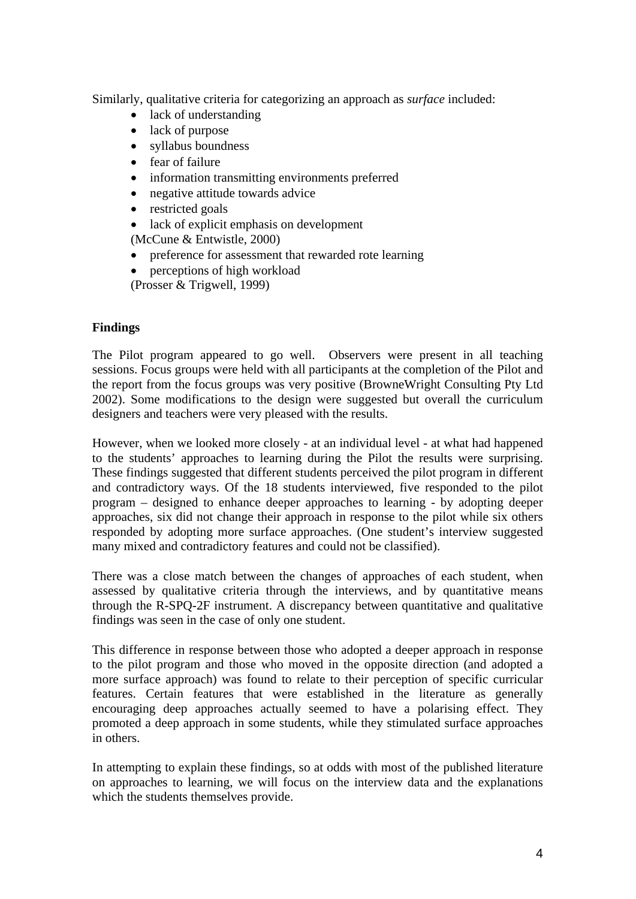Similarly, qualitative criteria for categorizing an approach as *surface* included:

- lack of understanding
- lack of purpose
- syllabus boundness
- fear of failure
- information transmitting environments preferred
- negative attitude towards advice
- restricted goals
- lack of explicit emphasis on development

(McCune & Entwistle, 2000)

- preference for assessment that rewarded rote learning
- perceptions of high workload

(Prosser & Trigwell, 1999)

**Findings**

The Pilot program appeared to go well. Observers were present in all teaching sessions. Focus groups were held with all participants at the completion of the Pilot and the report from the focus groups was very positive (BrowneWright Consulting Pty Ltd 2002). Some modifications to the design were suggested but overall the curriculum designers and teachers were very pleased with the results.

However, when we looked more closely - at an individual level - at what had happened to the students' approaches to learning during the Pilot the results were surprising. These findings suggested that different students perceived the pilot program in different and contradictory ways. Of the 18 students interviewed, five responded to the pilot program – designed to enhance deeper approaches to learning - by adopting deeper approaches, six did not change their approach in response to the pilot while six others responded by adopting more surface approaches. (One student's interview suggested many mixed and contradictory features and could not be classified).

There was a close match between the changes of approaches of each student, when assessed by qualitative criteria through the interviews, and by quantitative means through the R-SPQ-2F instrument. A discrepancy between quantitative and qualitative findings was seen in the case of only one student.

This difference in response between those who adopted a deeper approach in response to the pilot program and those who moved in the opposite direction (and adopted a more surface approach) was found to relate to their perception of specific curricular features. Certain features that were established in the literature as generally encouraging deep approaches actually seemed to have a polarising effect. They promoted a deep approach in some students, while they stimulated surface approaches in others.

In attempting to explain these findings, so at odds with most of the published literature on approaches to learning, we will focus on the interview data and the explanations which the students themselves provide.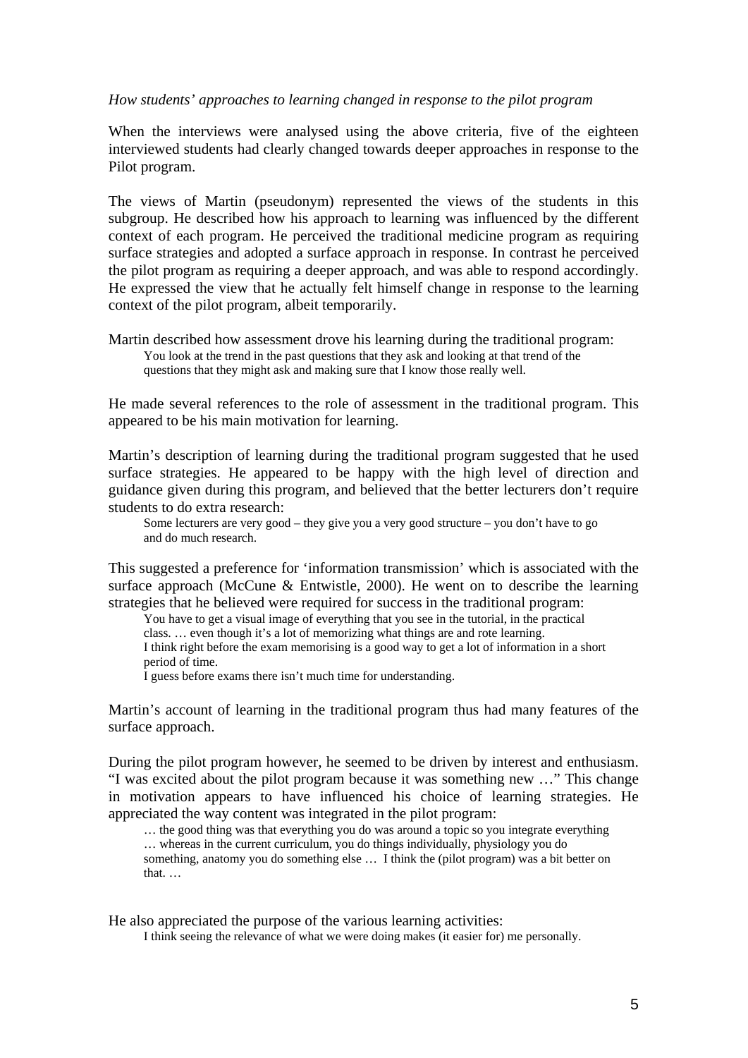*How students' approaches to learning changed in response to the pilot program*

When the interviews were analysed using the above criteria, five of the eighteen interviewed students had clearly changed towards deeper approaches in response to the Pilot program.

The views of Martin (pseudonym) represented the views of the students in this subgroup. He described how his approach to learning was influenced by the different context of each program. He perceived the traditional medicine program as requiring surface strategies and adopted a surface approach in response. In contrast he perceived the pilot program as requiring a deeper approach, and was able to respond accordingly. He expressed the view that he actually felt himself change in response to the learning context of the pilot program, albeit temporarily.

Martin described how assessment drove his learning during the traditional program:

> You look at the trend in the past questions that they ask and looking at that trend of the questions that they might ask and making sure that I know those really well.

He made several references to the role of assessment in the traditional program. This appeared to be his main motivation for learning.

Martin's description of learning during the traditional program suggested that he used surface strategies. He appeared to be happy with the high level of direction and guidance given during this program, and believed that the better lecturers don't require students to do extra research:

> Some lecturers are very good – they give you a very good structure – you don't have to go and do much research.

This suggested a preference for 'information transmission' which is associated with the surface approach (McCune & Entwistle, 2000). He went on to describe the learning strategies that he believed were required for success in the traditional program:

> You have to get a visual image of everything that you see in the tutorial, in the practical class. … even though it's a lot of memorizing what things are and rote learning.
> I think right before the exam memorising is a good way to get a lot of information in a short period of time.
> I guess before exams there isn't much time for understanding.

Martin's account of learning in the traditional program thus had many features of the surface approach.

During the pilot program however, he seemed to be driven by interest and enthusiasm. "I was excited about the pilot program because it was something new …" This change in motivation appears to have influenced his choice of learning strategies. He appreciated the way content was integrated in the pilot program:

> … the good thing was that everything you do was around a topic so you integrate everything … whereas in the current curriculum, you do things individually, physiology you do something, anatomy you do something else … I think the (pilot program) was a bit better on that. …

He also appreciated the purpose of the various learning activities:

> I think seeing the relevance of what we were doing makes (it easier for) me personally.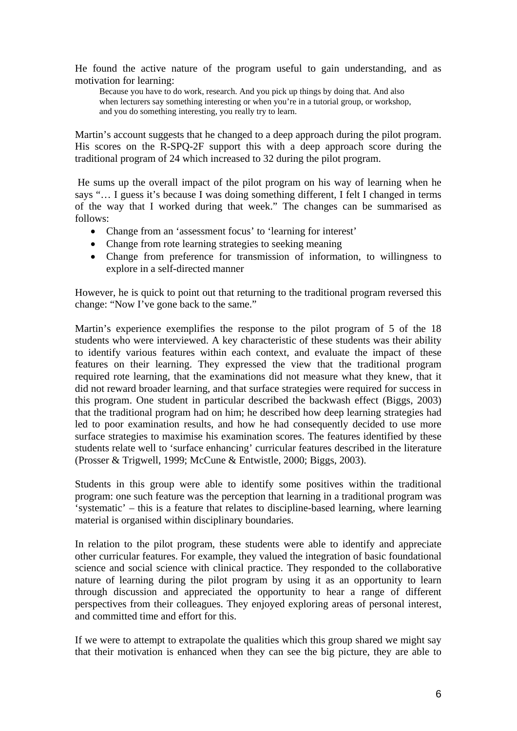He found the active nature of the program useful to gain understanding, and as motivation for learning:

> Because you have to do work, research. And you pick up things by doing that. And also when lecturers say something interesting or when you're in a tutorial group, or workshop, and you do something interesting, you really try to learn.

Martin's account suggests that he changed to a deep approach during the pilot program. His scores on the R-SPQ-2F support this with a deep approach score during the traditional program of 24 which increased to 32 during the pilot program.

He sums up the overall impact of the pilot program on his way of learning when he says "… I guess it's because I was doing something different, I felt I changed in terms of the way that I worked during that week." The changes can be summarised as follows:

- Change from an 'assessment focus' to 'learning for interest'
- Change from rote learning strategies to seeking meaning
- Change from preference for transmission of information, to willingness to explore in a self-directed manner

However, he is quick to point out that returning to the traditional program reversed this change: "Now I've gone back to the same."

Martin's experience exemplifies the response to the pilot program of 5 of the 18 students who were interviewed. A key characteristic of these students was their ability to identify various features within each context, and evaluate the impact of these features on their learning. They expressed the view that the traditional program required rote learning, that the examinations did not measure what they knew, that it did not reward broader learning, and that surface strategies were required for success in this program. One student in particular described the backwash effect (Biggs, 2003) that the traditional program had on him; he described how deep learning strategies had led to poor examination results, and how he had consequently decided to use more surface strategies to maximise his examination scores. The features identified by these students relate well to 'surface enhancing' curricular features described in the literature (Prosser & Trigwell, 1999; McCune & Entwistle, 2000; Biggs, 2003).

Students in this group were able to identify some positives within the traditional program: one such feature was the perception that learning in a traditional program was 'systematic' – this is a feature that relates to discipline-based learning, where learning material is organised within disciplinary boundaries.

In relation to the pilot program, these students were able to identify and appreciate other curricular features. For example, they valued the integration of basic foundational science and social science with clinical practice. They responded to the collaborative nature of learning during the pilot program by using it as an opportunity to learn through discussion and appreciated the opportunity to hear a range of different perspectives from their colleagues. They enjoyed exploring areas of personal interest, and committed time and effort for this.

If we were to attempt to extrapolate the qualities which this group shared we might say that their motivation is enhanced when they can see the big picture, they are able to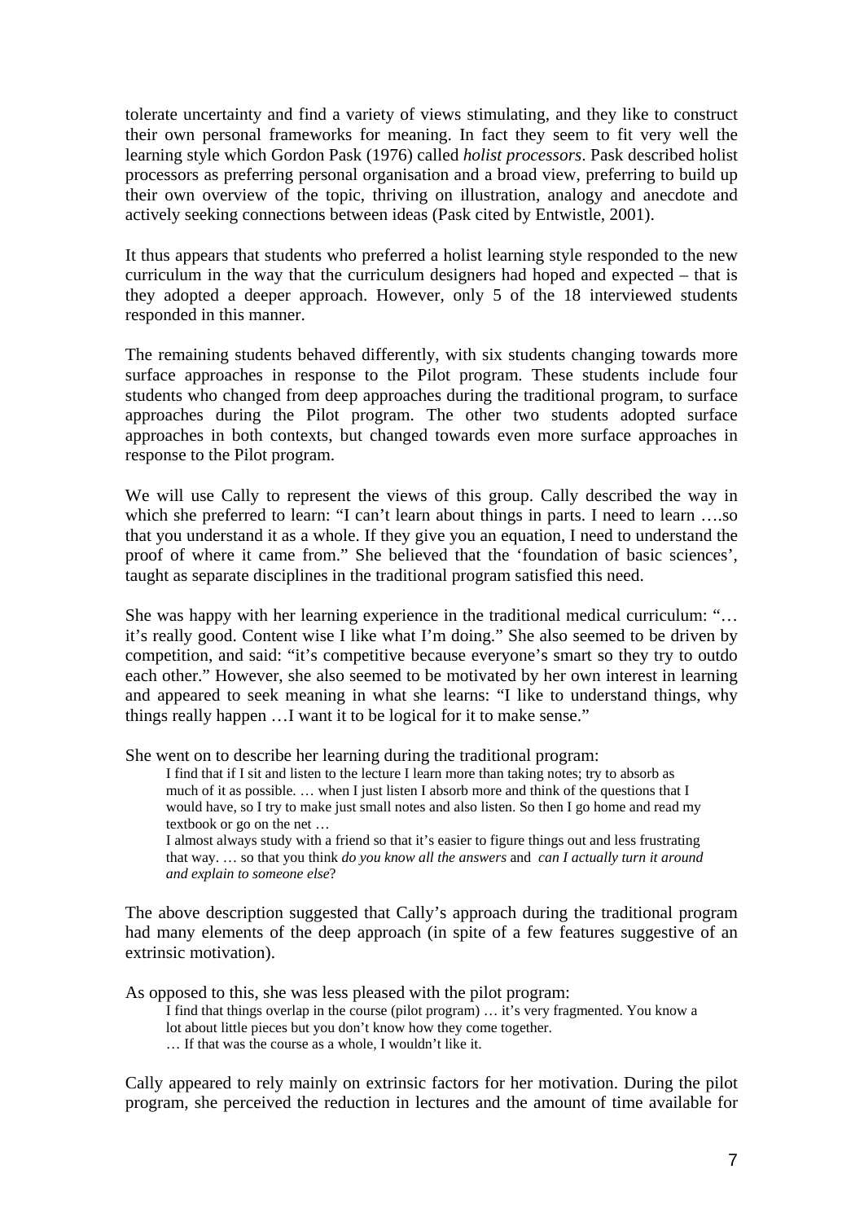tolerate uncertainty and find a variety of views stimulating, and they like to construct their own personal frameworks for meaning. In fact they seem to fit very well the learning style which Gordon Pask (1976) called *holist processors*. Pask described holist processors as preferring personal organisation and a broad view, preferring to build up their own overview of the topic, thriving on illustration, analogy and anecdote and actively seeking connections between ideas (Pask cited by Entwistle, 2001).

It thus appears that students who preferred a holist learning style responded to the new curriculum in the way that the curriculum designers had hoped and expected – that is they adopted a deeper approach. However, only 5 of the 18 interviewed students responded in this manner.

The remaining students behaved differently, with six students changing towards more surface approaches in response to the Pilot program. These students include four students who changed from deep approaches during the traditional program, to surface approaches during the Pilot program. The other two students adopted surface approaches in both contexts, but changed towards even more surface approaches in response to the Pilot program.

We will use Cally to represent the views of this group. Cally described the way in which she preferred to learn: "I can't learn about things in parts. I need to learn ….so that you understand it as a whole. If they give you an equation, I need to understand the proof of where it came from." She believed that the 'foundation of basic sciences', taught as separate disciplines in the traditional program satisfied this need.

She was happy with her learning experience in the traditional medical curriculum: "… it's really good. Content wise I like what I'm doing." She also seemed to be driven by competition, and said: "it's competitive because everyone's smart so they try to outdo each other." However, she also seemed to be motivated by her own interest in learning and appeared to seek meaning in what she learns: "I like to understand things, why things really happen …I want it to be logical for it to make sense."

She went on to describe her learning during the traditional program:

> I find that if I sit and listen to the lecture I learn more than taking notes; try to absorb as much of it as possible. … when I just listen I absorb more and think of the questions that I would have, so I try to make just small notes and also listen. So then I go home and read my textbook or go on the net …
>
> I almost always study with a friend so that it's easier to figure things out and less frustrating that way. … so that you think *do you know all the answers* and *can I actually turn it around and explain to someone else*?

The above description suggested that Cally's approach during the traditional program had many elements of the deep approach (in spite of a few features suggestive of an extrinsic motivation).

As opposed to this, she was less pleased with the pilot program:

> I find that things overlap in the course (pilot program) … it's very fragmented. You know a lot about little pieces but you don't know how they come together.
>
> … If that was the course as a whole, I wouldn't like it.

Cally appeared to rely mainly on extrinsic factors for her motivation. During the pilot program, she perceived the reduction in lectures and the amount of time available for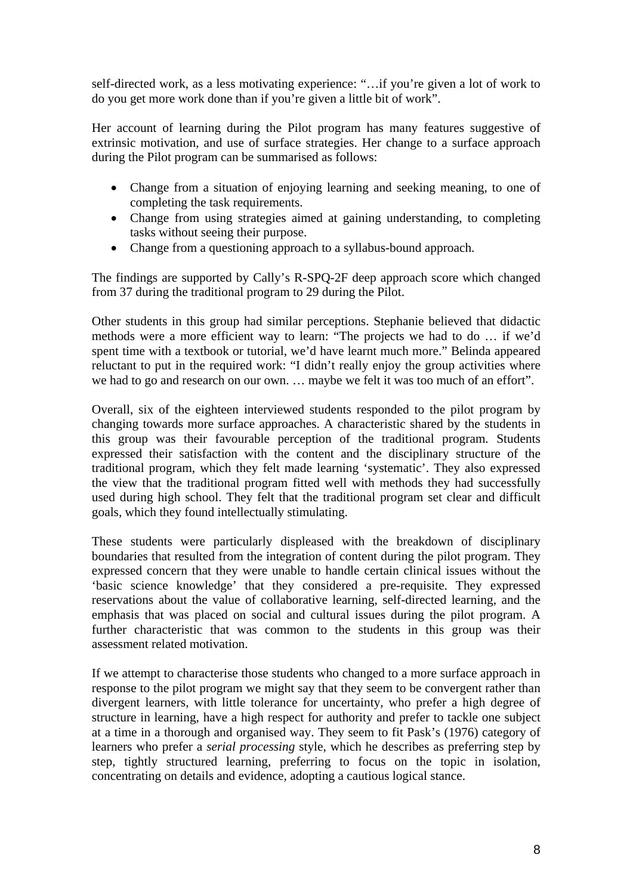self-directed work, as a less motivating experience: "…if you're given a lot of work to do you get more work done than if you're given a little bit of work".

Her account of learning during the Pilot program has many features suggestive of extrinsic motivation, and use of surface strategies. Her change to a surface approach during the Pilot program can be summarised as follows:

- Change from a situation of enjoying learning and seeking meaning, to one of completing the task requirements.
- Change from using strategies aimed at gaining understanding, to completing tasks without seeing their purpose.
- Change from a questioning approach to a syllabus-bound approach.

The findings are supported by Cally's R-SPQ-2F deep approach score which changed from 37 during the traditional program to 29 during the Pilot.

Other students in this group had similar perceptions. Stephanie believed that didactic methods were a more efficient way to learn: "The projects we had to do … if we'd spent time with a textbook or tutorial, we'd have learnt much more." Belinda appeared reluctant to put in the required work: "I didn't really enjoy the group activities where we had to go and research on our own. … maybe we felt it was too much of an effort".

Overall, six of the eighteen interviewed students responded to the pilot program by changing towards more surface approaches. A characteristic shared by the students in this group was their favourable perception of the traditional program. Students expressed their satisfaction with the content and the disciplinary structure of the traditional program, which they felt made learning 'systematic'. They also expressed the view that the traditional program fitted well with methods they had successfully used during high school. They felt that the traditional program set clear and difficult goals, which they found intellectually stimulating.

These students were particularly displeased with the breakdown of disciplinary boundaries that resulted from the integration of content during the pilot program. They expressed concern that they were unable to handle certain clinical issues without the 'basic science knowledge' that they considered a pre-requisite. They expressed reservations about the value of collaborative learning, self-directed learning, and the emphasis that was placed on social and cultural issues during the pilot program. A further characteristic that was common to the students in this group was their assessment related motivation.

If we attempt to characterise those students who changed to a more surface approach in response to the pilot program we might say that they seem to be convergent rather than divergent learners, with little tolerance for uncertainty, who prefer a high degree of structure in learning, have a high respect for authority and prefer to tackle one subject at a time in a thorough and organised way. They seem to fit Pask's (1976) category of learners who prefer a *serial processing* style, which he describes as preferring step by step, tightly structured learning, preferring to focus on the topic in isolation, concentrating on details and evidence, adopting a cautious logical stance.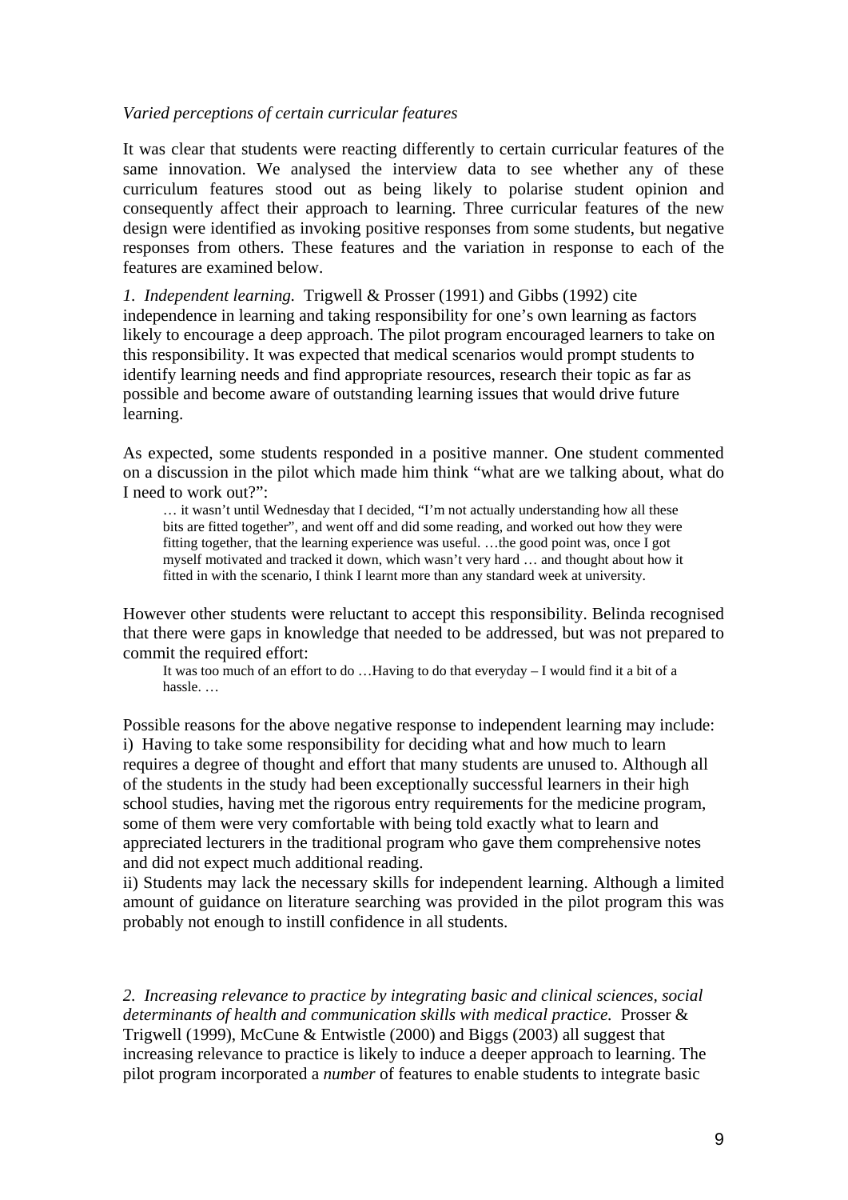*Varied perceptions of certain curricular features*

It was clear that students were reacting differently to certain curricular features of the same innovation. We analysed the interview data to see whether any of these curriculum features stood out as being likely to polarise student opinion and consequently affect their approach to learning. Three curricular features of the new design were identified as invoking positive responses from some students, but negative responses from others. These features and the variation in response to each of the features are examined below.

*1. Independent learning.* Trigwell & Prosser (1991) and Gibbs (1992) cite independence in learning and taking responsibility for one's own learning as factors likely to encourage a deep approach. The pilot program encouraged learners to take on this responsibility. It was expected that medical scenarios would prompt students to identify learning needs and find appropriate resources, research their topic as far as possible and become aware of outstanding learning issues that would drive future learning.

As expected, some students responded in a positive manner. One student commented on a discussion in the pilot which made him think "what are we talking about, what do I need to work out?":

> … it wasn't until Wednesday that I decided, "I'm not actually understanding how all these bits are fitted together", and went off and did some reading, and worked out how they were fitting together, that the learning experience was useful. …the good point was, once I got myself motivated and tracked it down, which wasn't very hard … and thought about how it fitted in with the scenario, I think I learnt more than any standard week at university.

However other students were reluctant to accept this responsibility. Belinda recognised that there were gaps in knowledge that needed to be addressed, but was not prepared to commit the required effort:

> It was too much of an effort to do …Having to do that everyday – I would find it a bit of a hassle. …

Possible reasons for the above negative response to independent learning may include:
i) Having to take some responsibility for deciding what and how much to learn requires a degree of thought and effort that many students are unused to. Although all of the students in the study had been exceptionally successful learners in their high school studies, having met the rigorous entry requirements for the medicine program, some of them were very comfortable with being told exactly what to learn and appreciated lecturers in the traditional program who gave them comprehensive notes and did not expect much additional reading.
ii) Students may lack the necessary skills for independent learning. Although a limited amount of guidance on literature searching was provided in the pilot program this was probably not enough to instill confidence in all students.

*2. Increasing relevance to practice by integrating basic and clinical sciences, social determinants of health and communication skills with medical practice.* Prosser & Trigwell (1999), McCune & Entwistle (2000) and Biggs (2003) all suggest that increasing relevance to practice is likely to induce a deeper approach to learning. The pilot program incorporated a *number* of features to enable students to integrate basic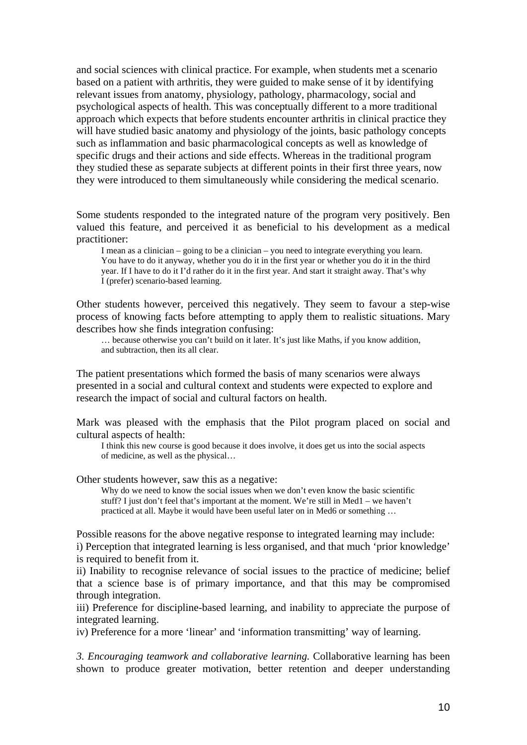and social sciences with clinical practice. For example, when students met a scenario based on a patient with arthritis, they were guided to make sense of it by identifying relevant issues from anatomy, physiology, pathology, pharmacology, social and psychological aspects of health. This was conceptually different to a more traditional approach which expects that before students encounter arthritis in clinical practice they will have studied basic anatomy and physiology of the joints, basic pathology concepts such as inflammation and basic pharmacological concepts as well as knowledge of specific drugs and their actions and side effects. Whereas in the traditional program they studied these as separate subjects at different points in their first three years, now they were introduced to them simultaneously while considering the medical scenario.

Some students responded to the integrated nature of the program very positively. Ben valued this feature, and perceived it as beneficial to his development as a medical practitioner:

> I mean as a clinician – going to be a clinician – you need to integrate everything you learn. You have to do it anyway, whether you do it in the first year or whether you do it in the third year. If I have to do it I'd rather do it in the first year. And start it straight away. That's why I (prefer) scenario-based learning.

Other students however, perceived this negatively. They seem to favour a step-wise process of knowing facts before attempting to apply them to realistic situations. Mary describes how she finds integration confusing:

> … because otherwise you can't build on it later. It's just like Maths, if you know addition, and subtraction, then its all clear.

The patient presentations which formed the basis of many scenarios were always presented in a social and cultural context and students were expected to explore and research the impact of social and cultural factors on health.

Mark was pleased with the emphasis that the Pilot program placed on social and cultural aspects of health:

> I think this new course is good because it does involve, it does get us into the social aspects of medicine, as well as the physical…

Other students however, saw this as a negative:

> Why do we need to know the social issues when we don't even know the basic scientific stuff? I just don't feel that's important at the moment. We're still in Med1 – we haven't practiced at all. Maybe it would have been useful later on in Med6 or something …

Possible reasons for the above negative response to integrated learning may include:

i) Perception that integrated learning is less organised, and that much 'prior knowledge' is required to benefit from it.

ii) Inability to recognise relevance of social issues to the practice of medicine; belief that a science base is of primary importance, and that this may be compromised through integration.

iii) Preference for discipline-based learning, and inability to appreciate the purpose of integrated learning.

iv) Preference for a more 'linear' and 'information transmitting' way of learning.

*3. Encouraging teamwork and collaborative learning.* Collaborative learning has been shown to produce greater motivation, better retention and deeper understanding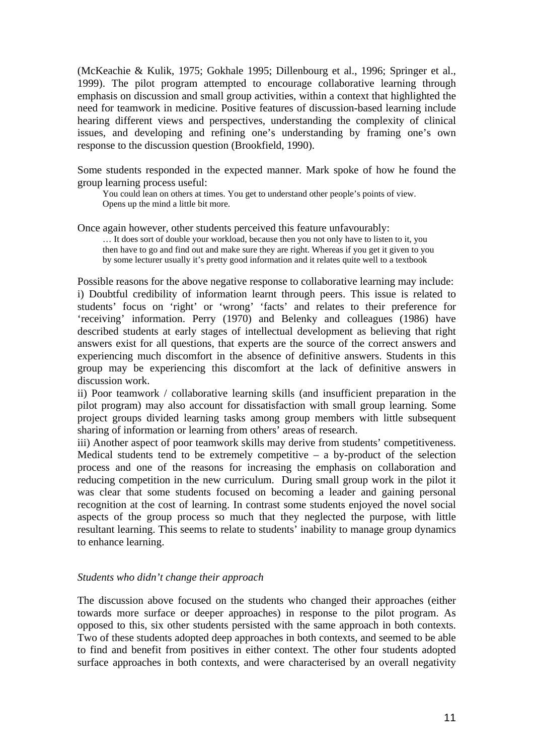(McKeachie & Kulik, 1975; Gokhale 1995; Dillenbourg et al., 1996; Springer et al., 1999). The pilot program attempted to encourage collaborative learning through emphasis on discussion and small group activities, within a context that highlighted the need for teamwork in medicine. Positive features of discussion-based learning include hearing different views and perspectives, understanding the complexity of clinical issues, and developing and refining one's understanding by framing one's own response to the discussion question (Brookfield, 1990).

Some students responded in the expected manner. Mark spoke of how he found the group learning process useful:

> You could lean on others at times. You get to understand other people's points of view. Opens up the mind a little bit more.

Once again however, other students perceived this feature unfavourably:

> … It does sort of double your workload, because then you not only have to listen to it, you then have to go and find out and make sure they are right. Whereas if you get it given to you by some lecturer usually it's pretty good information and it relates quite well to a textbook

Possible reasons for the above negative response to collaborative learning may include:

i) Doubtful credibility of information learnt through peers. This issue is related to students' focus on 'right' or 'wrong' 'facts' and relates to their preference for 'receiving' information. Perry (1970) and Belenky and colleagues (1986) have described students at early stages of intellectual development as believing that right answers exist for all questions, that experts are the source of the correct answers and experiencing much discomfort in the absence of definitive answers. Students in this group may be experiencing this discomfort at the lack of definitive answers in discussion work.

ii) Poor teamwork / collaborative learning skills (and insufficient preparation in the pilot program) may also account for dissatisfaction with small group learning. Some project groups divided learning tasks among group members with little subsequent sharing of information or learning from others' areas of research.

iii) Another aspect of poor teamwork skills may derive from students' competitiveness. Medical students tend to be extremely competitive – a by-product of the selection process and one of the reasons for increasing the emphasis on collaboration and reducing competition in the new curriculum. During small group work in the pilot it was clear that some students focused on becoming a leader and gaining personal recognition at the cost of learning. In contrast some students enjoyed the novel social aspects of the group process so much that they neglected the purpose, with little resultant learning. This seems to relate to students' inability to manage group dynamics to enhance learning.

*Students who didn't change their approach*

The discussion above focused on the students who changed their approaches (either towards more surface or deeper approaches) in response to the pilot program. As opposed to this, six other students persisted with the same approach in both contexts. Two of these students adopted deep approaches in both contexts, and seemed to be able to find and benefit from positives in either context. The other four students adopted surface approaches in both contexts, and were characterised by an overall negativity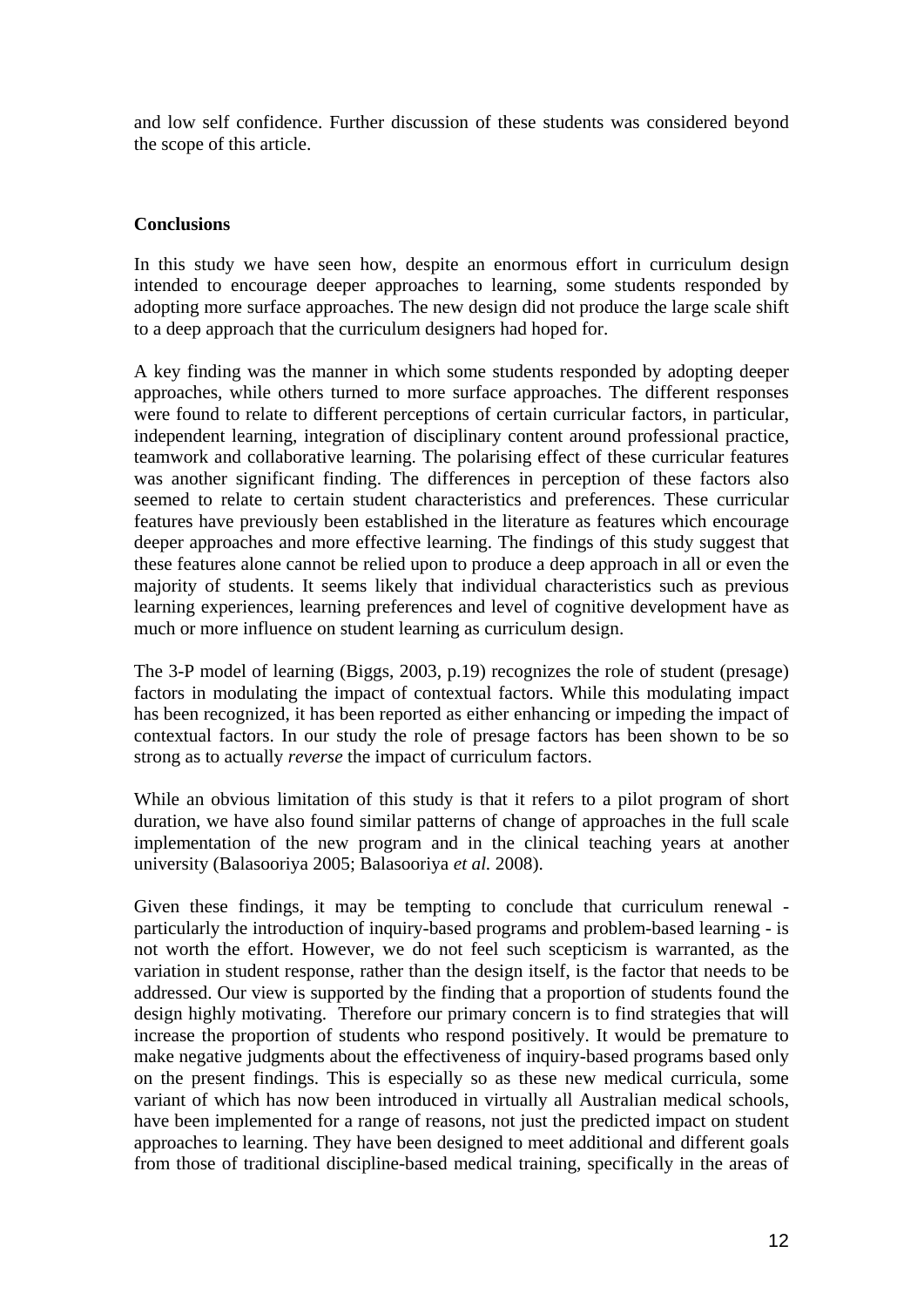and low self confidence. Further discussion of these students was considered beyond the scope of this article.

## Conclusions

In this study we have seen how, despite an enormous effort in curriculum design intended to encourage deeper approaches to learning, some students responded by adopting more surface approaches. The new design did not produce the large scale shift to a deep approach that the curriculum designers had hoped for.

A key finding was the manner in which some students responded by adopting deeper approaches, while others turned to more surface approaches. The different responses were found to relate to different perceptions of certain curricular factors, in particular, independent learning, integration of disciplinary content around professional practice, teamwork and collaborative learning. The polarising effect of these curricular features was another significant finding. The differences in perception of these factors also seemed to relate to certain student characteristics and preferences. These curricular features have previously been established in the literature as features which encourage deeper approaches and more effective learning. The findings of this study suggest that these features alone cannot be relied upon to produce a deep approach in all or even the majority of students. It seems likely that individual characteristics such as previous learning experiences, learning preferences and level of cognitive development have as much or more influence on student learning as curriculum design.

The 3-P model of learning (Biggs, 2003, p.19) recognizes the role of student (presage) factors in modulating the impact of contextual factors. While this modulating impact has been recognized, it has been reported as either enhancing or impeding the impact of contextual factors. In our study the role of presage factors has been shown to be so strong as to actually *reverse* the impact of curriculum factors.

While an obvious limitation of this study is that it refers to a pilot program of short duration, we have also found similar patterns of change of approaches in the full scale implementation of the new program and in the clinical teaching years at another university (Balasooriya 2005; Balasooriya *et al.* 2008).

Given these findings, it may be tempting to conclude that curriculum renewal - particularly the introduction of inquiry-based programs and problem-based learning - is not worth the effort. However, we do not feel such scepticism is warranted, as the variation in student response, rather than the design itself, is the factor that needs to be addressed. Our view is supported by the finding that a proportion of students found the design highly motivating. Therefore our primary concern is to find strategies that will increase the proportion of students who respond positively. It would be premature to make negative judgments about the effectiveness of inquiry-based programs based only on the present findings. This is especially so as these new medical curricula, some variant of which has now been introduced in virtually all Australian medical schools, have been implemented for a range of reasons, not just the predicted impact on student approaches to learning. They have been designed to meet additional and different goals from those of traditional discipline-based medical training, specifically in the areas of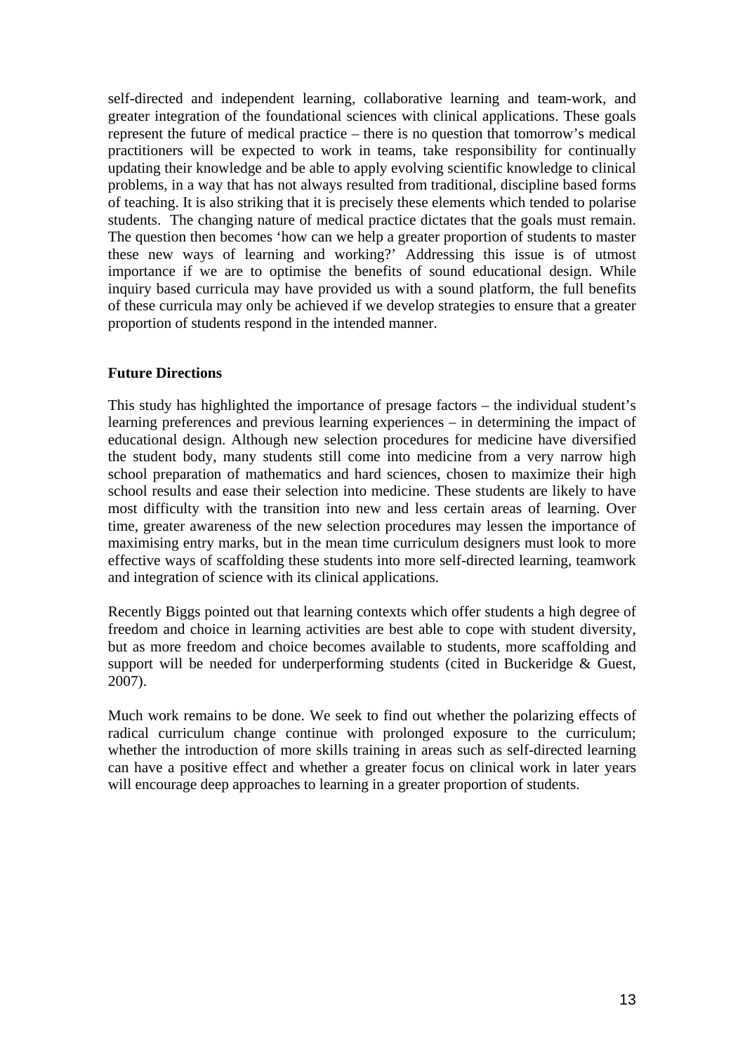self-directed and independent learning, collaborative learning and team-work, and greater integration of the foundational sciences with clinical applications. These goals represent the future of medical practice – there is no question that tomorrow's medical practitioners will be expected to work in teams, take responsibility for continually updating their knowledge and be able to apply evolving scientific knowledge to clinical problems, in a way that has not always resulted from traditional, discipline based forms of teaching. It is also striking that it is precisely these elements which tended to polarise students. The changing nature of medical practice dictates that the goals must remain. The question then becomes 'how can we help a greater proportion of students to master these new ways of learning and working?' Addressing this issue is of utmost importance if we are to optimise the benefits of sound educational design. While inquiry based curricula may have provided us with a sound platform, the full benefits of these curricula may only be achieved if we develop strategies to ensure that a greater proportion of students respond in the intended manner.

**Future Directions**

This study has highlighted the importance of presage factors – the individual student's learning preferences and previous learning experiences – in determining the impact of educational design. Although new selection procedures for medicine have diversified the student body, many students still come into medicine from a very narrow high school preparation of mathematics and hard sciences, chosen to maximize their high school results and ease their selection into medicine. These students are likely to have most difficulty with the transition into new and less certain areas of learning. Over time, greater awareness of the new selection procedures may lessen the importance of maximising entry marks, but in the mean time curriculum designers must look to more effective ways of scaffolding these students into more self-directed learning, teamwork and integration of science with its clinical applications.

Recently Biggs pointed out that learning contexts which offer students a high degree of freedom and choice in learning activities are best able to cope with student diversity, but as more freedom and choice becomes available to students, more scaffolding and support will be needed for underperforming students (cited in Buckeridge & Guest, 2007).

Much work remains to be done. We seek to find out whether the polarizing effects of radical curriculum change continue with prolonged exposure to the curriculum; whether the introduction of more skills training in areas such as self-directed learning can have a positive effect and whether a greater focus on clinical work in later years will encourage deep approaches to learning in a greater proportion of students.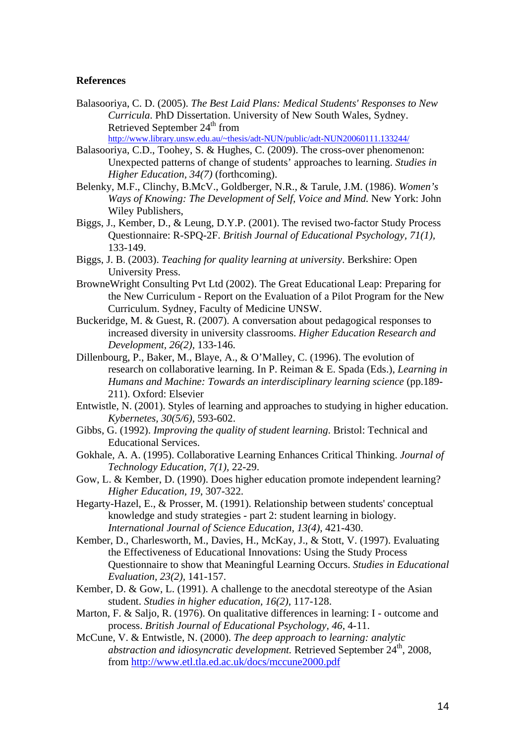**References**

Balasooriya, C. D. (2005). *The Best Laid Plans: Medical Students' Responses to New Curricula*. PhD Dissertation. University of New South Wales, Sydney. Retrieved September 24th from http://www.library.unsw.edu.au/~thesis/adt-NUN/public/adt-NUN20060111.133244/

Balasooriya, C.D., Toohey, S. & Hughes, C. (2009). The cross-over phenomenon: Unexpected patterns of change of students' approaches to learning. *Studies in Higher Education, 34(7)* (forthcoming).

Belenky, M.F., Clinchy, B.McV., Goldberger, N.R., & Tarule, J.M. (1986). *Women's Ways of Knowing: The Development of Self, Voice and Mind.* New York: John Wiley Publishers,

Biggs, J., Kember, D., & Leung, D.Y.P. (2001). The revised two-factor Study Process Questionnaire: R-SPQ-2F. *British Journal of Educational Psychology, 71(1),* 133-149.

Biggs, J. B. (2003). *Teaching for quality learning at university*. Berkshire: Open University Press.

BrowneWright Consulting Pvt Ltd (2002). The Great Educational Leap: Preparing for the New Curriculum - Report on the Evaluation of a Pilot Program for the New Curriculum. Sydney, Faculty of Medicine UNSW.

Buckeridge, M. & Guest, R. (2007). A conversation about pedagogical responses to increased diversity in university classrooms. *Higher Education Research and Development, 26(2),* 133-146.

Dillenbourg, P., Baker, M., Blaye, A., & O'Malley, C. (1996). The evolution of research on collaborative learning. In P. Reiman & E. Spada (Eds.), *Learning in Humans and Machine: Towards an interdisciplinary learning science* (pp.189-211). Oxford: Elsevier

Entwistle, N. (2001). Styles of learning and approaches to studying in higher education. *Kybernetes, 30(5/6),* 593-602.

Gibbs, G. (1992). *Improving the quality of student learning*. Bristol: Technical and Educational Services.

Gokhale, A. A. (1995). Collaborative Learning Enhances Critical Thinking. *Journal of Technology Education, 7(1),* 22-29.

Gow, L. & Kember, D. (1990). Does higher education promote independent learning? *Higher Education, 19,* 307-322.

Hegarty-Hazel, E., & Prosser, M. (1991). Relationship between students' conceptual knowledge and study strategies - part 2: student learning in biology. *International Journal of Science Education, 13(4),* 421-430.

Kember, D., Charlesworth, M., Davies, H., McKay, J., & Stott, V. (1997). Evaluating the Effectiveness of Educational Innovations: Using the Study Process Questionnaire to show that Meaningful Learning Occurs. *Studies in Educational Evaluation, 23(2),* 141-157.

Kember, D. & Gow, L. (1991). A challenge to the anecdotal stereotype of the Asian student. *Studies in higher education, 16(2),* 117-128.

Marton, F. & Saljo, R. (1976). On qualitative differences in learning: I - outcome and process. *British Journal of Educational Psychology, 46,* 4-11.

McCune, V. & Entwistle, N. (2000). *The deep approach to learning: analytic abstraction and idiosyncratic development.* Retrieved September 24th, 2008, from http://www.etl.tla.ed.ac.uk/docs/mccune2000.pdf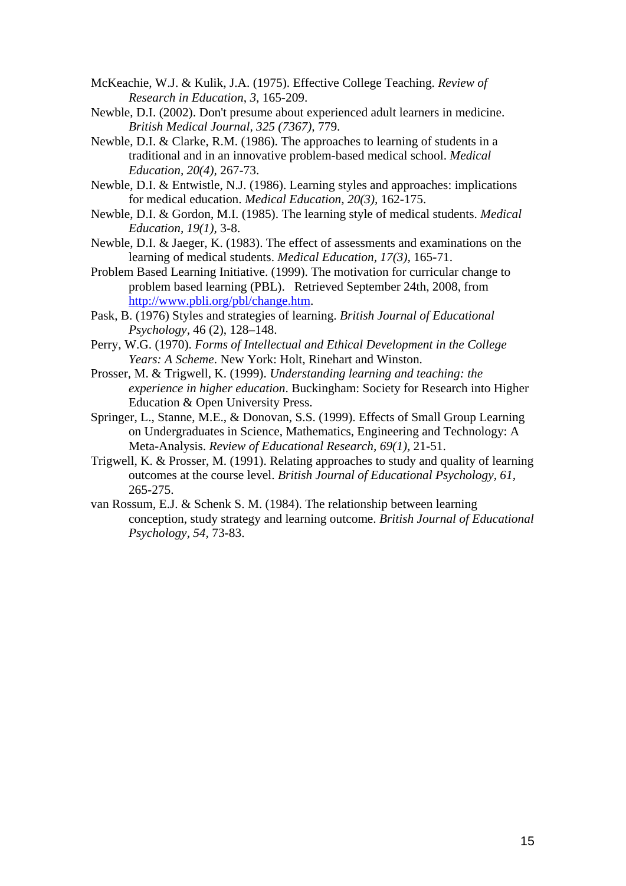McKeachie, W.J. & Kulik, J.A. (1975). Effective College Teaching. *Review of Research in Education*, *3*, 165-209.

Newble, D.I. (2002). Don't presume about experienced adult learners in medicine. *British Medical Journal, 325 (7367),* 779.

Newble, D.I. & Clarke, R.M. (1986). The approaches to learning of students in a traditional and in an innovative problem-based medical school. *Medical Education, 20(4),* 267-73.

Newble, D.I. & Entwistle, N.J. (1986). Learning styles and approaches: implications for medical education. *Medical Education, 20(3),* 162-175.

Newble, D.I. & Gordon, M.I. (1985). The learning style of medical students. *Medical Education, 19(1),* 3-8.

Newble, D.I. & Jaeger, K. (1983). The effect of assessments and examinations on the learning of medical students. *Medical Education, 17(3),* 165-71.

Problem Based Learning Initiative. (1999). The motivation for curricular change to problem based learning (PBL). Retrieved September 24th, 2008, from http://www.pbli.org/pbl/change.htm.

Pask, B. (1976) Styles and strategies of learning. *British Journal of Educational Psychology*, 46 (2), 128–148.

Perry, W.G. (1970). *Forms of Intellectual and Ethical Development in the College Years: A Scheme*. New York: Holt, Rinehart and Winston.

Prosser, M. & Trigwell, K. (1999). *Understanding learning and teaching: the experience in higher education*. Buckingham: Society for Research into Higher Education & Open University Press.

Springer, L., Stanne, M.E., & Donovan, S.S. (1999). Effects of Small Group Learning on Undergraduates in Science, Mathematics, Engineering and Technology: A Meta-Analysis. *Review of Educational Research, 69(1),* 21-51.

Trigwell, K. & Prosser, M. (1991). Relating approaches to study and quality of learning outcomes at the course level. *British Journal of Educational Psychology, 61*, 265-275.

van Rossum, E.J. & Schenk S. M. (1984). The relationship between learning conception, study strategy and learning outcome. *British Journal of Educational Psychology*, *54*, 73-83.